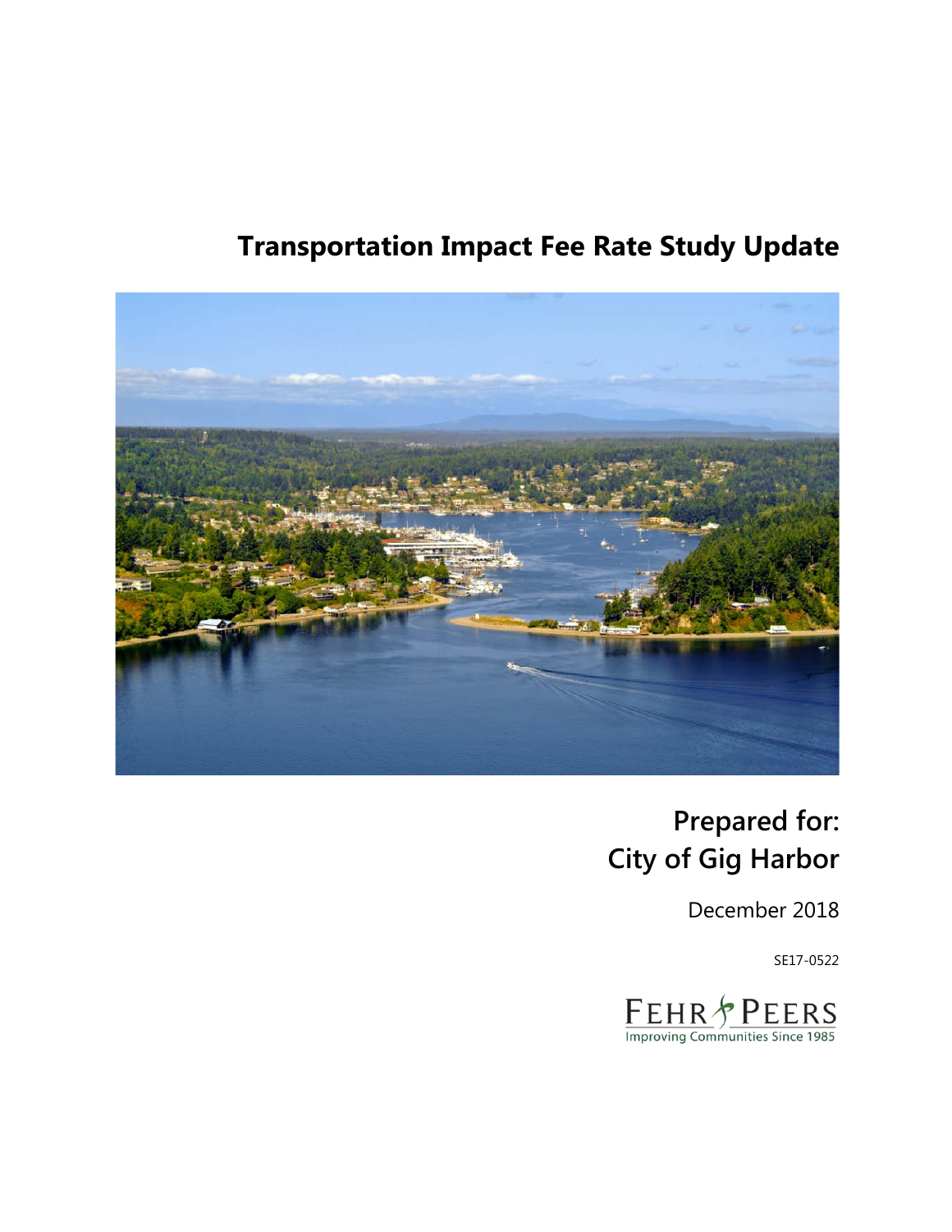# Transportation Impact Fee Rate Study Update

## Prepared for:
## City of Gig Harbor

December 2018

SE17-0522

FEHR PEERS

Improving Communities Since 1985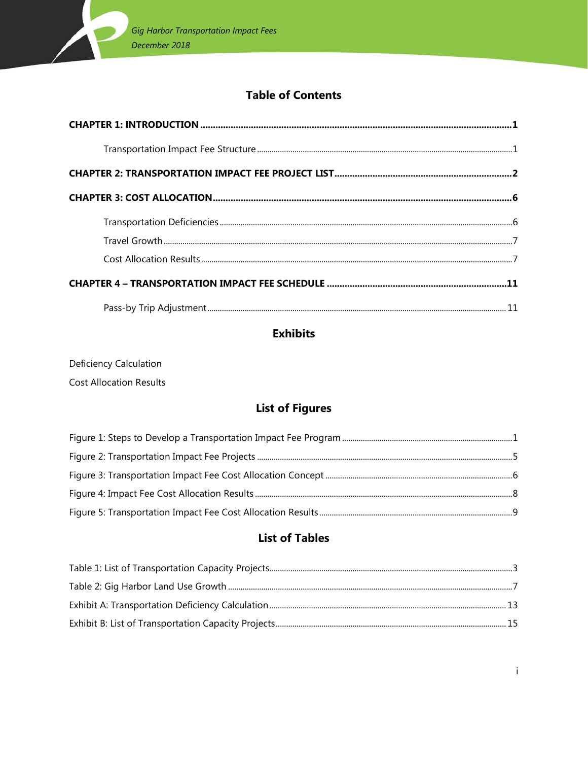# Table of Contents

**CHAPTER 1: INTRODUCTION** .......... **1**

- Transportation Impact Fee Structure .......... 1

**CHAPTER 2: TRANSPORTATION IMPACT FEE PROJECT LIST** .......... **2**

**CHAPTER 3: COST ALLOCATION** .......... **6**

- Transportation Deficiencies .......... 6
- Travel Growth .......... 7
- Cost Allocation Results .......... 7

**CHAPTER 4 – TRANSPORTATION IMPACT FEE SCHEDULE** .......... **11**

- Pass-by Trip Adjustment .......... 11

## Exhibits

Deficiency Calculation

Cost Allocation Results

## List of Figures

Figure 1: Steps to Develop a Transportation Impact Fee Program .......... 1

Figure 2: Transportation Impact Fee Projects .......... 5

Figure 3: Transportation Impact Fee Cost Allocation Concept .......... 6

Figure 4: Impact Fee Cost Allocation Results .......... 8

Figure 5: Transportation Impact Fee Cost Allocation Results .......... 9

## List of Tables

Table 1: List of Transportation Capacity Projects .......... 3

Table 2: Gig Harbor Land Use Growth .......... 7

Exhibit A: Transportation Deficiency Calculation .......... 13

Exhibit B: List of Transportation Capacity Projects .......... 15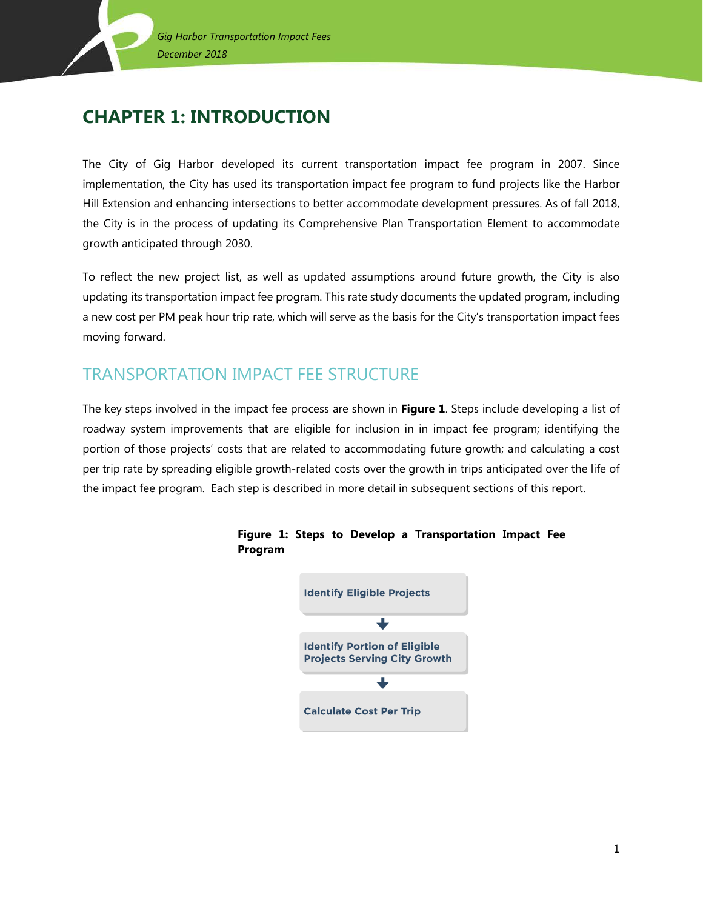# CHAPTER 1: INTRODUCTION

The City of Gig Harbor developed its current transportation impact fee program in 2007. Since implementation, the City has used its transportation impact fee program to fund projects like the Harbor Hill Extension and enhancing intersections to better accommodate development pressures. As of fall 2018, the City is in the process of updating its Comprehensive Plan Transportation Element to accommodate growth anticipated through 2030.

To reflect the new project list, as well as updated assumptions around future growth, the City is also updating its transportation impact fee program. This rate study documents the updated program, including a new cost per PM peak hour trip rate, which will serve as the basis for the City's transportation impact fees moving forward.

## TRANSPORTATION IMPACT FEE STRUCTURE

The key steps involved in the impact fee process are shown in **Figure 1**. Steps include developing a list of roadway system improvements that are eligible for inclusion in in impact fee program; identifying the portion of those projects' costs that are related to accommodating future growth; and calculating a cost per trip rate by spreading eligible growth-related costs over the growth in trips anticipated over the life of the impact fee program. Each step is described in more detail in subsequent sections of this report.

**Figure 1: Steps to Develop a Transportation Impact Fee Program**

Identify Eligible Projects

↓

Identify Portion of Eligible Projects Serving City Growth

↓

Calculate Cost Per Trip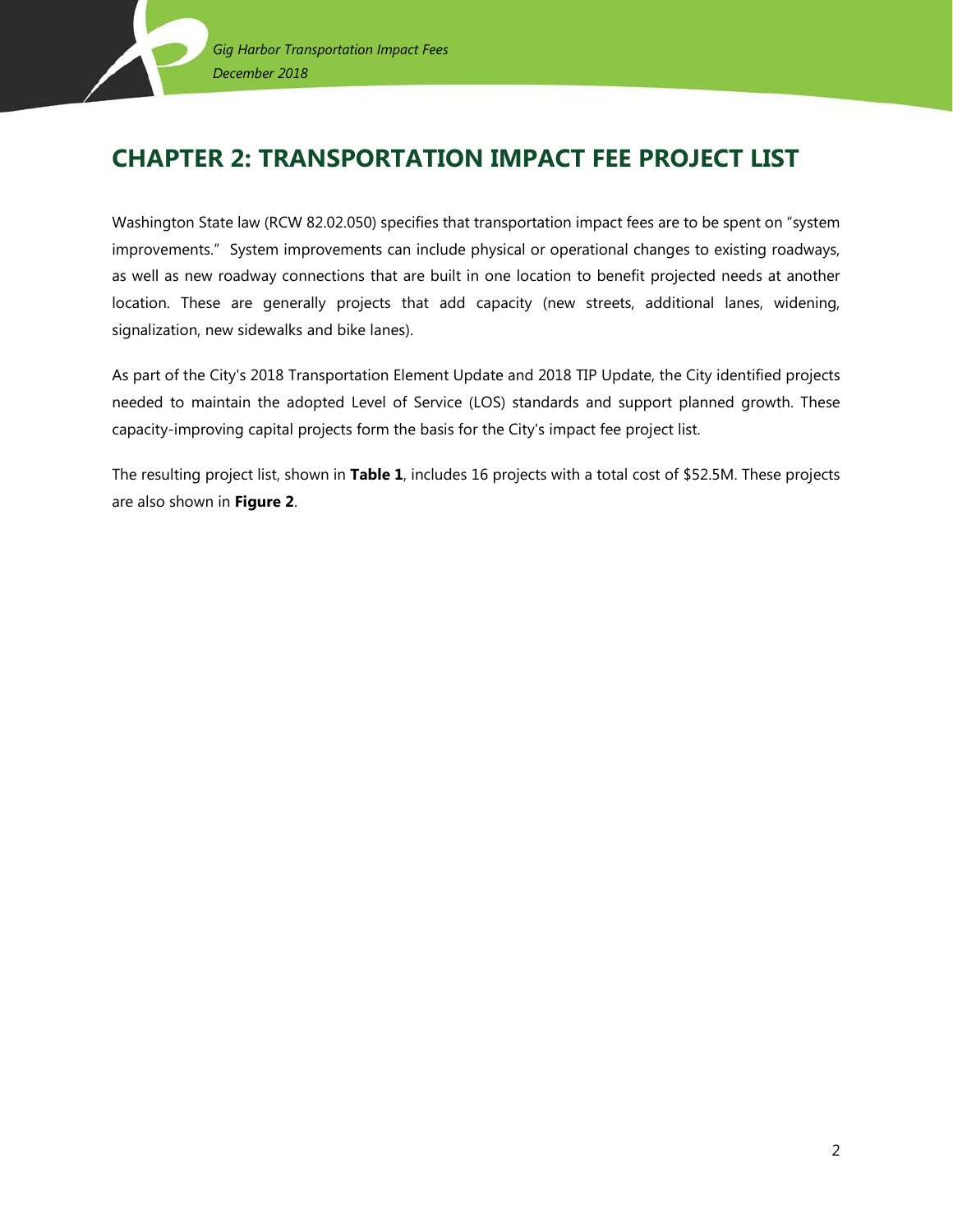# CHAPTER 2: TRANSPORTATION IMPACT FEE PROJECT LIST

Washington State law (RCW 82.02.050) specifies that transportation impact fees are to be spent on "system improvements." System improvements can include physical or operational changes to existing roadways, as well as new roadway connections that are built in one location to benefit projected needs at another location. These are generally projects that add capacity (new streets, additional lanes, widening, signalization, new sidewalks and bike lanes).

As part of the City's 2018 Transportation Element Update and 2018 TIP Update, the City identified projects needed to maintain the adopted Level of Service (LOS) standards and support planned growth. These capacity-improving capital projects form the basis for the City's impact fee project list.

The resulting project list, shown in **Table 1**, includes 16 projects with a total cost of $52.5M. These projects are also shown in **Figure 2**.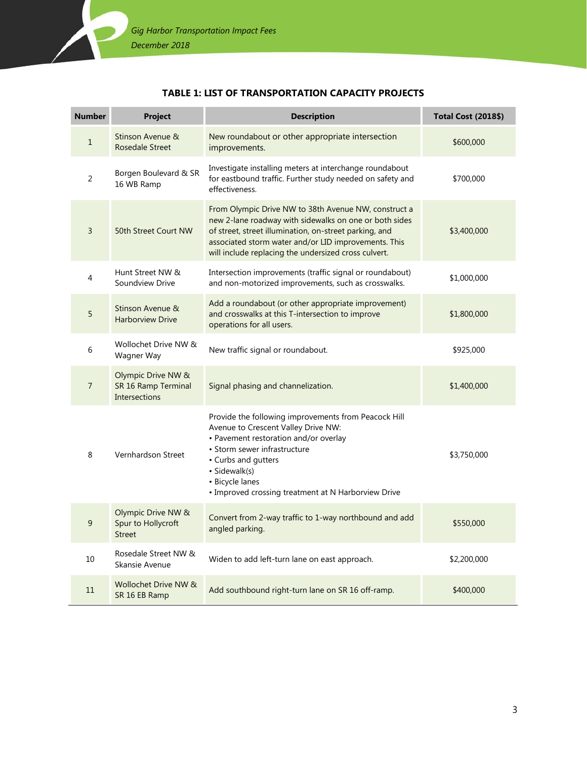**TABLE 1: LIST OF TRANSPORTATION CAPACITY PROJECTS**

| Number | Project | Description | Total Cost (2018$) |
|---|---|---|---|
| 1 | Stinson Avenue & Rosedale Street | New roundabout or other appropriate intersection improvements. | $600,000 |
| 2 | Borgen Boulevard & SR 16 WB Ramp | Investigate installing meters at interchange roundabout for eastbound traffic. Further study needed on safety and effectiveness. | $700,000 |
| 3 | 50th Street Court NW | From Olympic Drive NW to 38th Avenue NW, construct a new 2-lane roadway with sidewalks on one or both sides of street, street illumination, on-street parking, and associated storm water and/or LID improvements. This will include replacing the undersized cross culvert. | $3,400,000 |
| 4 | Hunt Street NW & Soundview Drive | Intersection improvements (traffic signal or roundabout) and non-motorized improvements, such as crosswalks. | $1,000,000 |
| 5 | Stinson Avenue & Harborview Drive | Add a roundabout (or other appropriate improvement) and crosswalks at this T-intersection to improve operations for all users. | $1,800,000 |
| 6 | Wollochet Drive NW & Wagner Way | New traffic signal or roundabout. | $925,000 |
| 7 | Olympic Drive NW & SR 16 Ramp Terminal Intersections | Signal phasing and channelization. | $1,400,000 |
| 8 | Vernhardson Street | Provide the following improvements from Peacock Hill Avenue to Crescent Valley Drive NW:<br>• Pavement restoration and/or overlay<br>• Storm sewer infrastructure<br>• Curbs and gutters<br>• Sidewalk(s)<br>• Bicycle lanes<br>• Improved crossing treatment at N Harborview Drive | $3,750,000 |
| 9 | Olympic Drive NW & Spur to Hollycroft Street | Convert from 2-way traffic to 1-way northbound and add angled parking. | $550,000 |
| 10 | Rosedale Street NW & Skansie Avenue | Widen to add left-turn lane on east approach. | $2,200,000 |
| 11 | Wollochet Drive NW & SR 16 EB Ramp | Add southbound right-turn lane on SR 16 off-ramp. | $400,000 |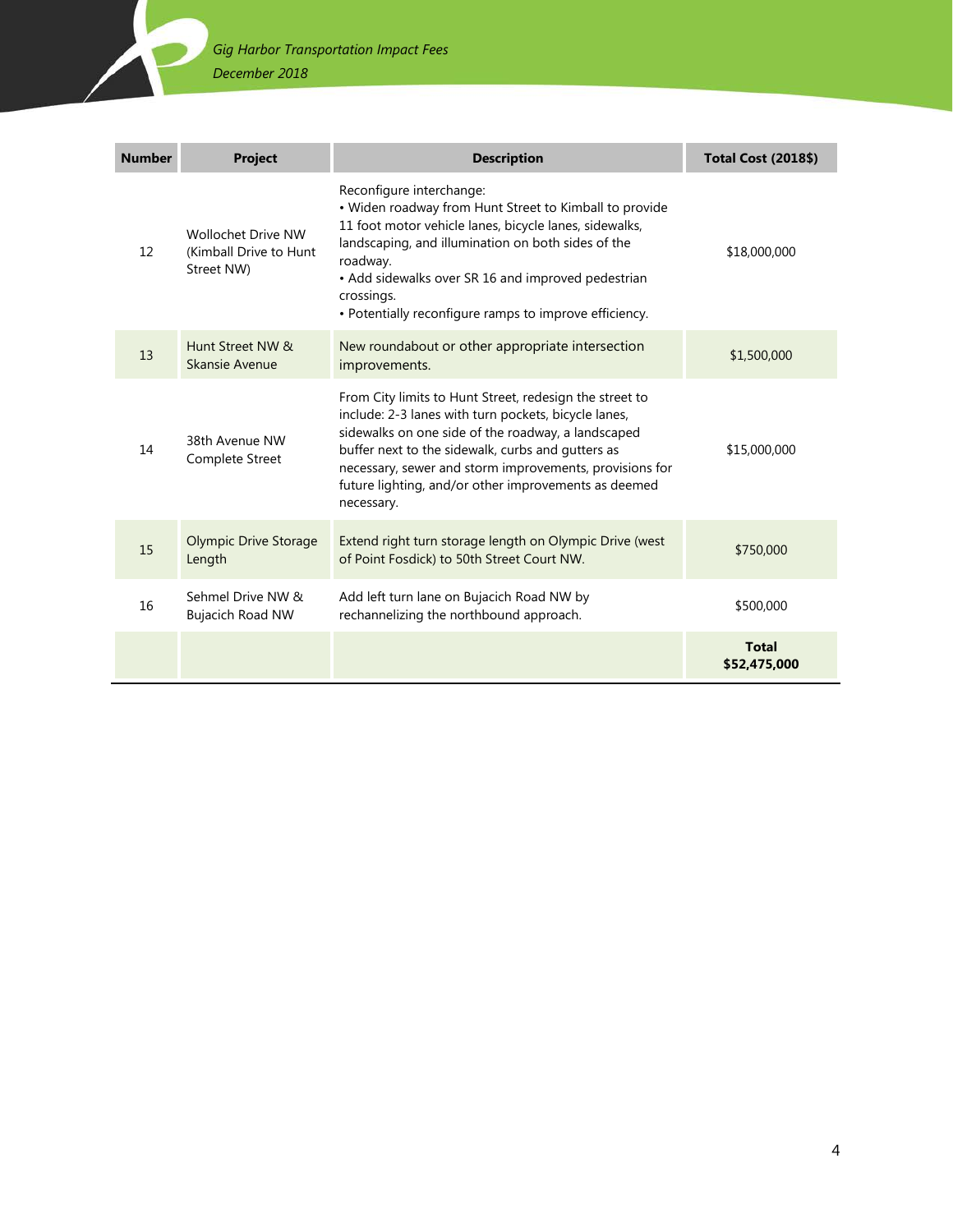| Number | Project | Description | Total Cost (2018$) |
|---|---|---|---|
| 12 | Wollochet Drive NW (Kimball Drive to Hunt Street NW) | Reconfigure interchange:<br>• Widen roadway from Hunt Street to Kimball to provide 11 foot motor vehicle lanes, bicycle lanes, sidewalks, landscaping, and illumination on both sides of the roadway.<br>• Add sidewalks over SR 16 and improved pedestrian crossings.<br>• Potentially reconfigure ramps to improve efficiency. | $18,000,000 |
| 13 | Hunt Street NW & Skansie Avenue | New roundabout or other appropriate intersection improvements. | $1,500,000 |
| 14 | 38th Avenue NW Complete Street | From City limits to Hunt Street, redesign the street to include: 2-3 lanes with turn pockets, bicycle lanes, sidewalks on one side of the roadway, a landscaped buffer next to the sidewalk, curbs and gutters as necessary, sewer and storm improvements, provisions for future lighting, and/or other improvements as deemed necessary. | $15,000,000 |
| 15 | Olympic Drive Storage Length | Extend right turn storage length on Olympic Drive (west of Point Fosdick) to 50th Street Court NW. | $750,000 |
| 16 | Sehmel Drive NW & Bujacich Road NW | Add left turn lane on Bujacich Road NW by rechannelizing the northbound approach. | $500,000 |
| | | | **Total $52,475,000** |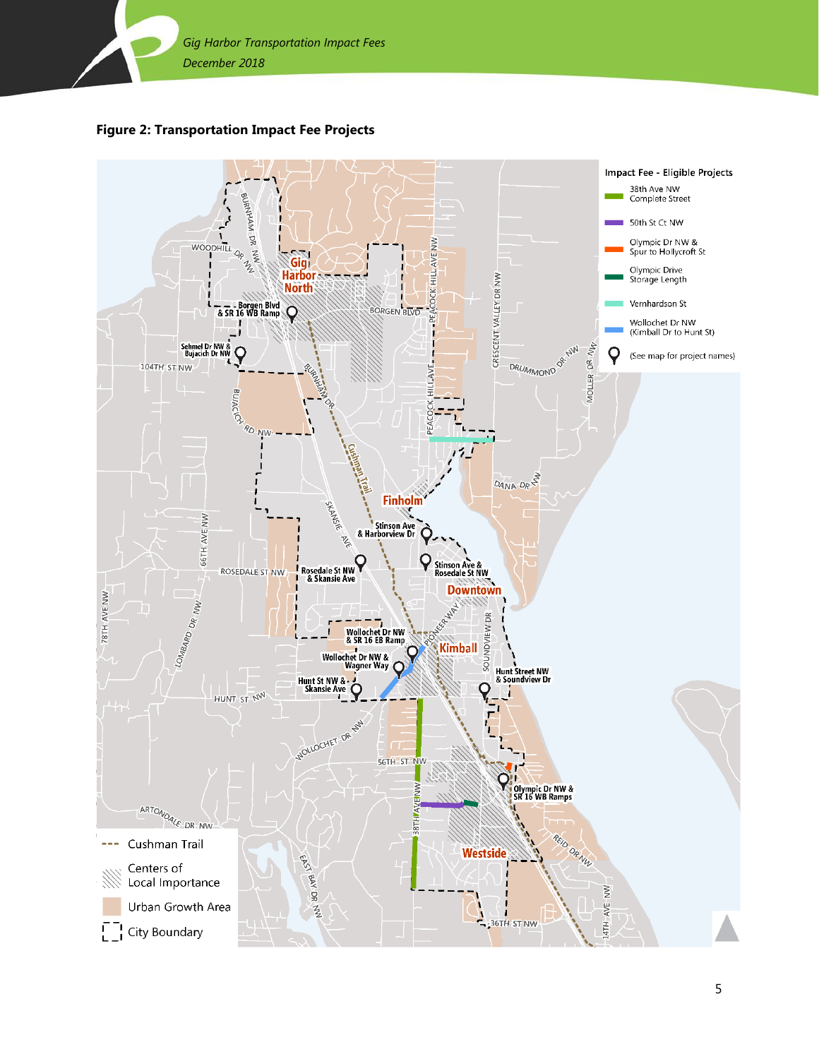## Figure 2: Transportation Impact Fee Projects

**Impact Fee - Eligible Projects**

- 38th Ave NW Complete Street
- 50th St Ct NW
- Olympic Dr NW & Spur to Hollycroft St
- Olympic Drive Storage Length
- Vernhardson St
- Wollochet Dr NW (Kimball Dr to Hunt St)
- (See map for project names)

Map project locations:

- Borgen Blvd & SR 16 WB Ramp
- Sehmel Dr NW & Bujacich Dr NW
- Stinson Ave & Harborview Dr
- Stinson Ave & Rosedale St NW
- Rosedale St NW & Skansie Ave
- Wollochet Dr NW & SR 16 EB Ramp
- Wollochet Dr NW & Wagner Way
- Hunt St NW & Skansie Ave
- Hunt Street NW & Soundview Dr
- Olympic Dr NW & SR 16 WB Ramps

Legend:

- Cushman Trail
- Centers of Local Importance
- Urban Growth Area
- City Boundary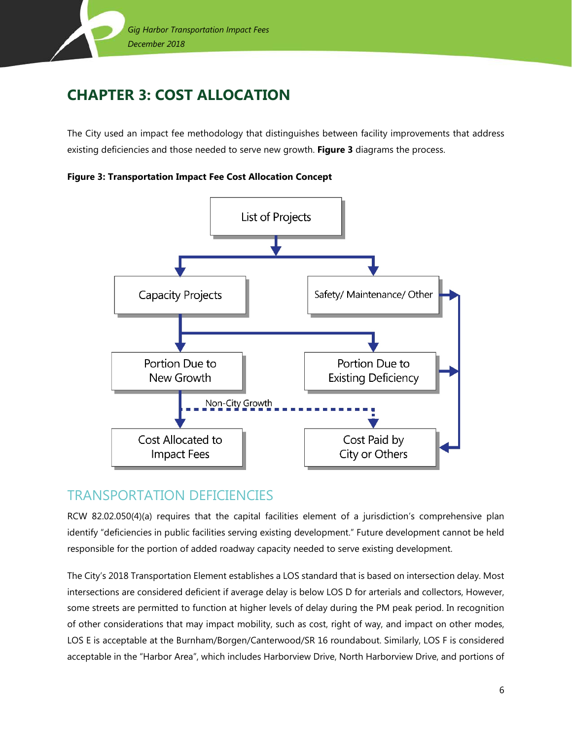# CHAPTER 3: COST ALLOCATION

The City used an impact fee methodology that distinguishes between facility improvements that address existing deficiencies and those needed to serve new growth. **Figure 3** diagrams the process.

**Figure 3: Transportation Impact Fee Cost Allocation Concept**

List of Projects

Capacity Projects

Safety/ Maintenance/ Other

Portion Due to New Growth

Portion Due to Existing Deficiency

Non-City Growth

Cost Allocated to Impact Fees

Cost Paid by City or Others

## TRANSPORTATION DEFICIENCIES

RCW 82.02.050(4)(a) requires that the capital facilities element of a jurisdiction's comprehensive plan identify "deficiencies in public facilities serving existing development." Future development cannot be held responsible for the portion of added roadway capacity needed to serve existing development.

The City's 2018 Transportation Element establishes a LOS standard that is based on intersection delay. Most intersections are considered deficient if average delay is below LOS D for arterials and collectors, However, some streets are permitted to function at higher levels of delay during the PM peak period. In recognition of other considerations that may impact mobility, such as cost, right of way, and impact on other modes, LOS E is acceptable at the Burnham/Borgen/Canterwood/SR 16 roundabout. Similarly, LOS F is considered acceptable in the "Harbor Area", which includes Harborview Drive, North Harborview Drive, and portions of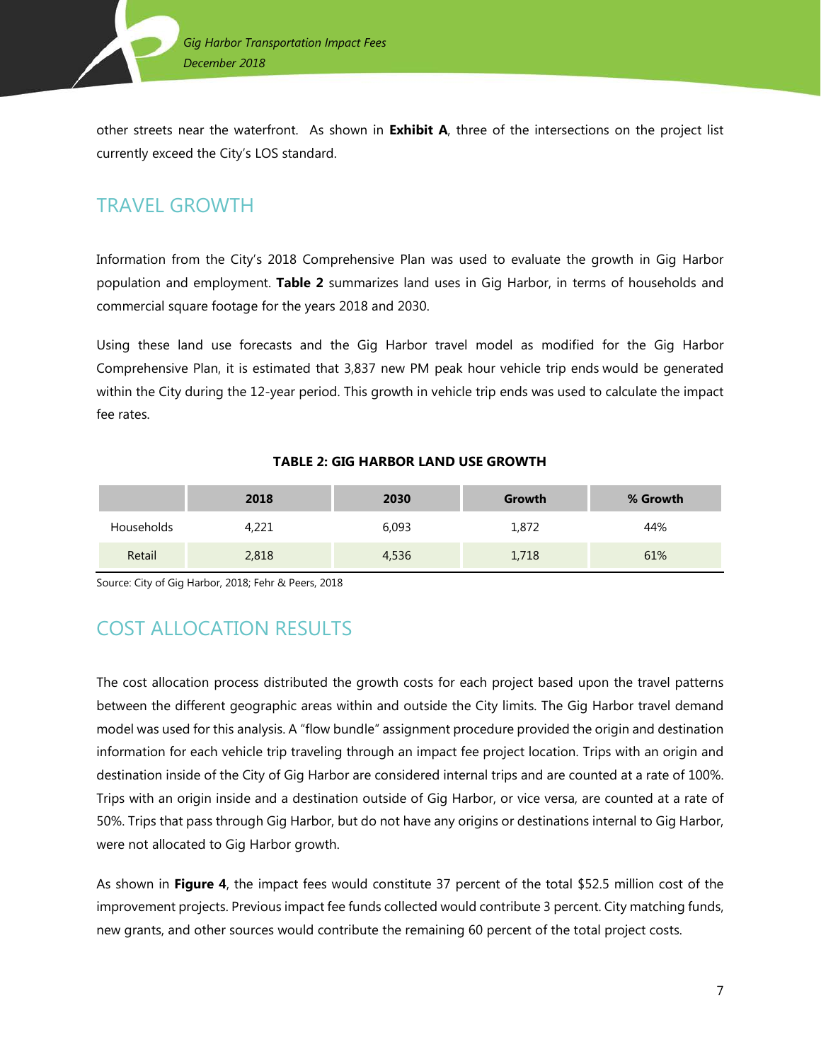other streets near the waterfront. As shown in **Exhibit A**, three of the intersections on the project list currently exceed the City's LOS standard.

## TRAVEL GROWTH

Information from the City's 2018 Comprehensive Plan was used to evaluate the growth in Gig Harbor population and employment. **Table 2** summarizes land uses in Gig Harbor, in terms of households and commercial square footage for the years 2018 and 2030.

Using these land use forecasts and the Gig Harbor travel model as modified for the Gig Harbor Comprehensive Plan, it is estimated that 3,837 new PM peak hour vehicle trip ends would be generated within the City during the 12-year period. This growth in vehicle trip ends was used to calculate the impact fee rates.

**TABLE 2: GIG HARBOR LAND USE GROWTH**

| | 2018 | 2030 | Growth | % Growth |
|---|---|---|---|---|
| Households | 4,221 | 6,093 | 1,872 | 44% |
| Retail | 2,818 | 4,536 | 1,718 | 61% |

Source: City of Gig Harbor, 2018; Fehr & Peers, 2018

## COST ALLOCATION RESULTS

The cost allocation process distributed the growth costs for each project based upon the travel patterns between the different geographic areas within and outside the City limits. The Gig Harbor travel demand model was used for this analysis. A "flow bundle" assignment procedure provided the origin and destination information for each vehicle trip traveling through an impact fee project location. Trips with an origin and destination inside of the City of Gig Harbor are considered internal trips and are counted at a rate of 100%. Trips with an origin inside and a destination outside of Gig Harbor, or vice versa, are counted at a rate of 50%. Trips that pass through Gig Harbor, but do not have any origins or destinations internal to Gig Harbor, were not allocated to Gig Harbor growth.

As shown in **Figure 4**, the impact fees would constitute 37 percent of the total $52.5 million cost of the improvement projects. Previous impact fee funds collected would contribute 3 percent. City matching funds, new grants, and other sources would contribute the remaining 60 percent of the total project costs.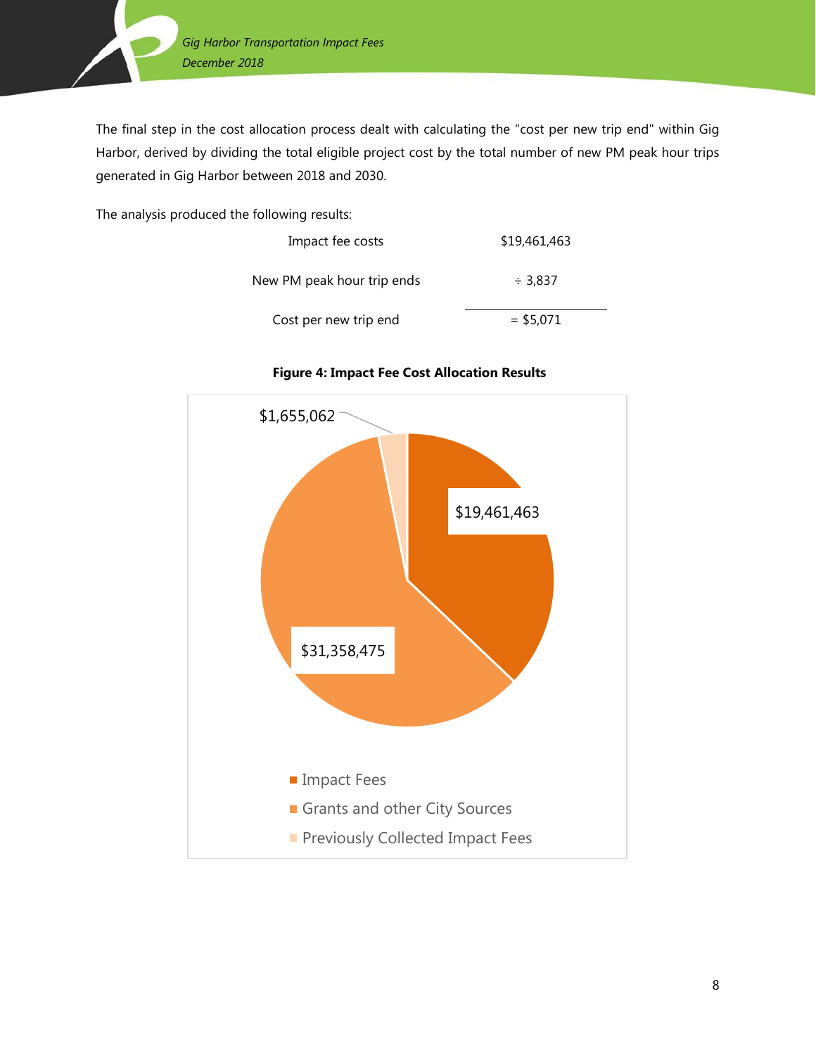The final step in the cost allocation process dealt with calculating the "cost per new trip end" within Gig Harbor, derived by dividing the total eligible project cost by the total number of new PM peak hour trips generated in Gig Harbor between 2018 and 2030.

The analysis produced the following results:

| | |
|---|---|
| Impact fee costs | $19,461,463 |
| New PM peak hour trip ends | ÷ 3,837 |
| Cost per new trip end | = $5,071 |

**Figure 4: Impact Fee Cost Allocation Results**

| Category | Amount |
|---|---|
| Impact Fees | $19,461,463 |
| Grants and other City Sources | $31,358,475 |
| Previously Collected Impact Fees | $1,655,062 |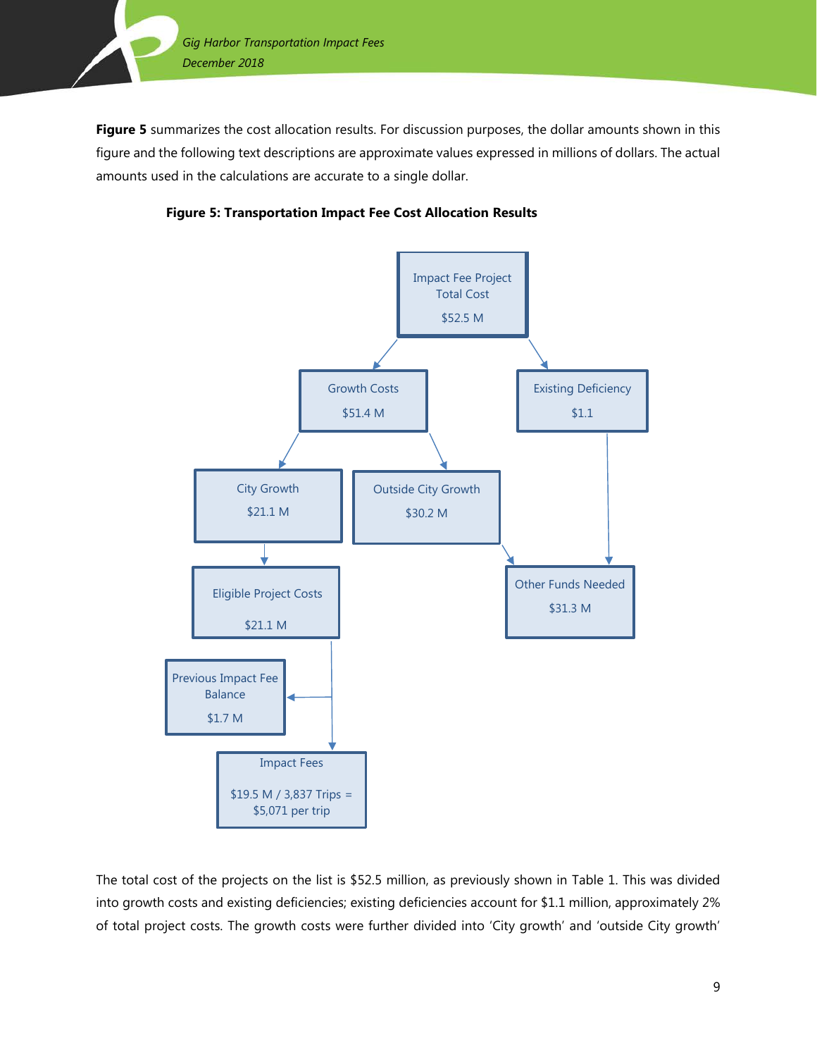**Figure 5** summarizes the cost allocation results. For discussion purposes, the dollar amounts shown in this figure and the following text descriptions are approximate values expressed in millions of dollars. The actual amounts used in the calculations are accurate to a single dollar.

**Figure 5: Transportation Impact Fee Cost Allocation Results**

Impact Fee Project Total Cost
$52.5 M

Growth Costs
$51.4 M

Existing Deficiency
$1.1

City Growth
$21.1 M

Outside City Growth
$30.2 M

Eligible Project Costs
$21.1 M

Other Funds Needed
$31.3 M

Previous Impact Fee Balance
$1.7 M

Impact Fees
$19.5 M / 3,837 Trips = $5,071 per trip

The total cost of the projects on the list is $52.5 million, as previously shown in Table 1. This was divided into growth costs and existing deficiencies; existing deficiencies account for $1.1 million, approximately 2% of total project costs. The growth costs were further divided into 'City growth' and 'outside City growth'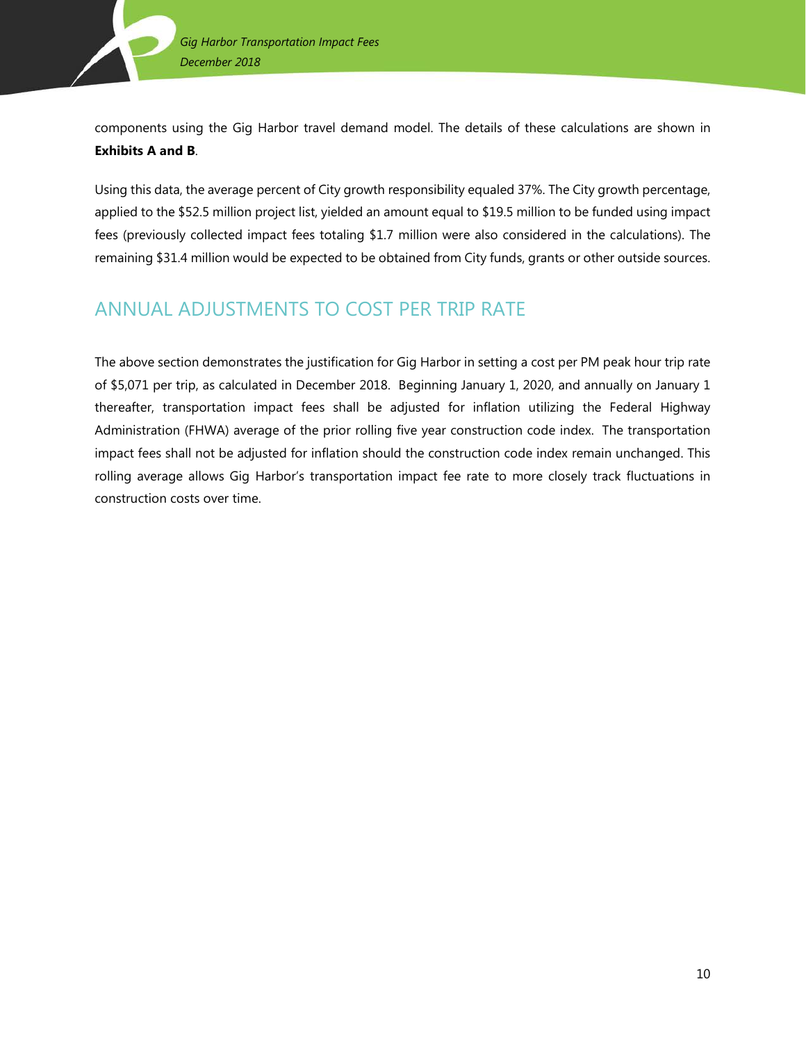components using the Gig Harbor travel demand model. The details of these calculations are shown in **Exhibits A and B**.

Using this data, the average percent of City growth responsibility equaled 37%. The City growth percentage, applied to the $52.5 million project list, yielded an amount equal to $19.5 million to be funded using impact fees (previously collected impact fees totaling $1.7 million were also considered in the calculations). The remaining $31.4 million would be expected to be obtained from City funds, grants or other outside sources.

## ANNUAL ADJUSTMENTS TO COST PER TRIP RATE

The above section demonstrates the justification for Gig Harbor in setting a cost per PM peak hour trip rate of $5,071 per trip, as calculated in December 2018. Beginning January 1, 2020, and annually on January 1 thereafter, transportation impact fees shall be adjusted for inflation utilizing the Federal Highway Administration (FHWA) average of the prior rolling five year construction code index. The transportation impact fees shall not be adjusted for inflation should the construction code index remain unchanged. This rolling average allows Gig Harbor's transportation impact fee rate to more closely track fluctuations in construction costs over time.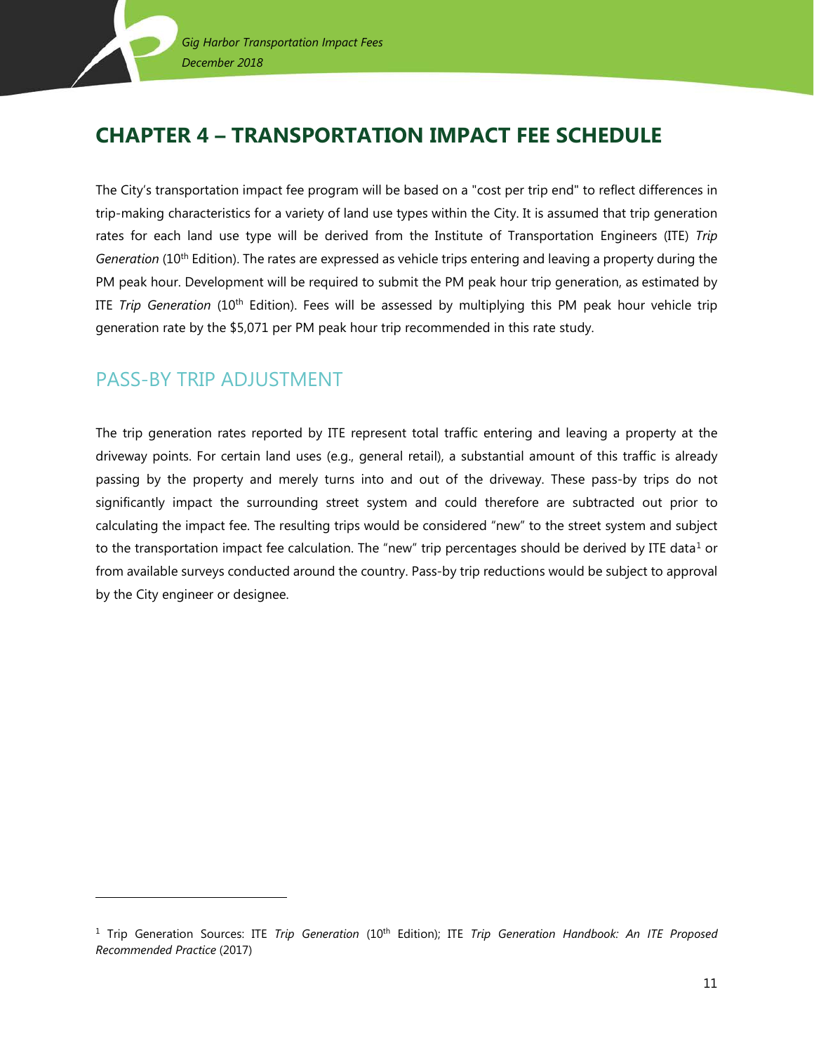# CHAPTER 4 – TRANSPORTATION IMPACT FEE SCHEDULE

The City's transportation impact fee program will be based on a "cost per trip end" to reflect differences in trip-making characteristics for a variety of land use types within the City. It is assumed that trip generation rates for each land use type will be derived from the Institute of Transportation Engineers (ITE) *Trip Generation* (10th Edition). The rates are expressed as vehicle trips entering and leaving a property during the PM peak hour. Development will be required to submit the PM peak hour trip generation, as estimated by ITE *Trip Generation* (10th Edition). Fees will be assessed by multiplying this PM peak hour vehicle trip generation rate by the $5,071 per PM peak hour trip recommended in this rate study.

## PASS-BY TRIP ADJUSTMENT

The trip generation rates reported by ITE represent total traffic entering and leaving a property at the driveway points. For certain land uses (e.g., general retail), a substantial amount of this traffic is already passing by the property and merely turns into and out of the driveway. These pass-by trips do not significantly impact the surrounding street system and could therefore are subtracted out prior to calculating the impact fee. The resulting trips would be considered "new" to the street system and subject to the transportation impact fee calculation. The "new" trip percentages should be derived by ITE data[1] or from available surveys conducted around the country. Pass-by trip reductions would be subject to approval by the City engineer or designee.

---

[1] Trip Generation Sources: ITE *Trip Generation* (10th Edition); ITE *Trip Generation Handbook: An ITE Proposed Recommended Practice* (2017)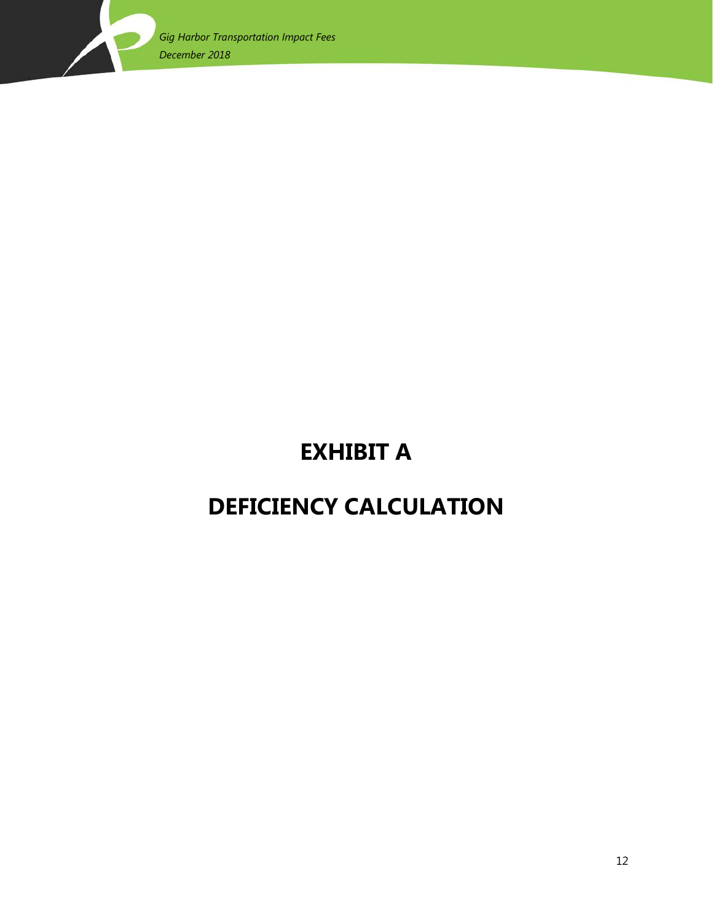# EXHIBIT A

# DEFICIENCY CALCULATION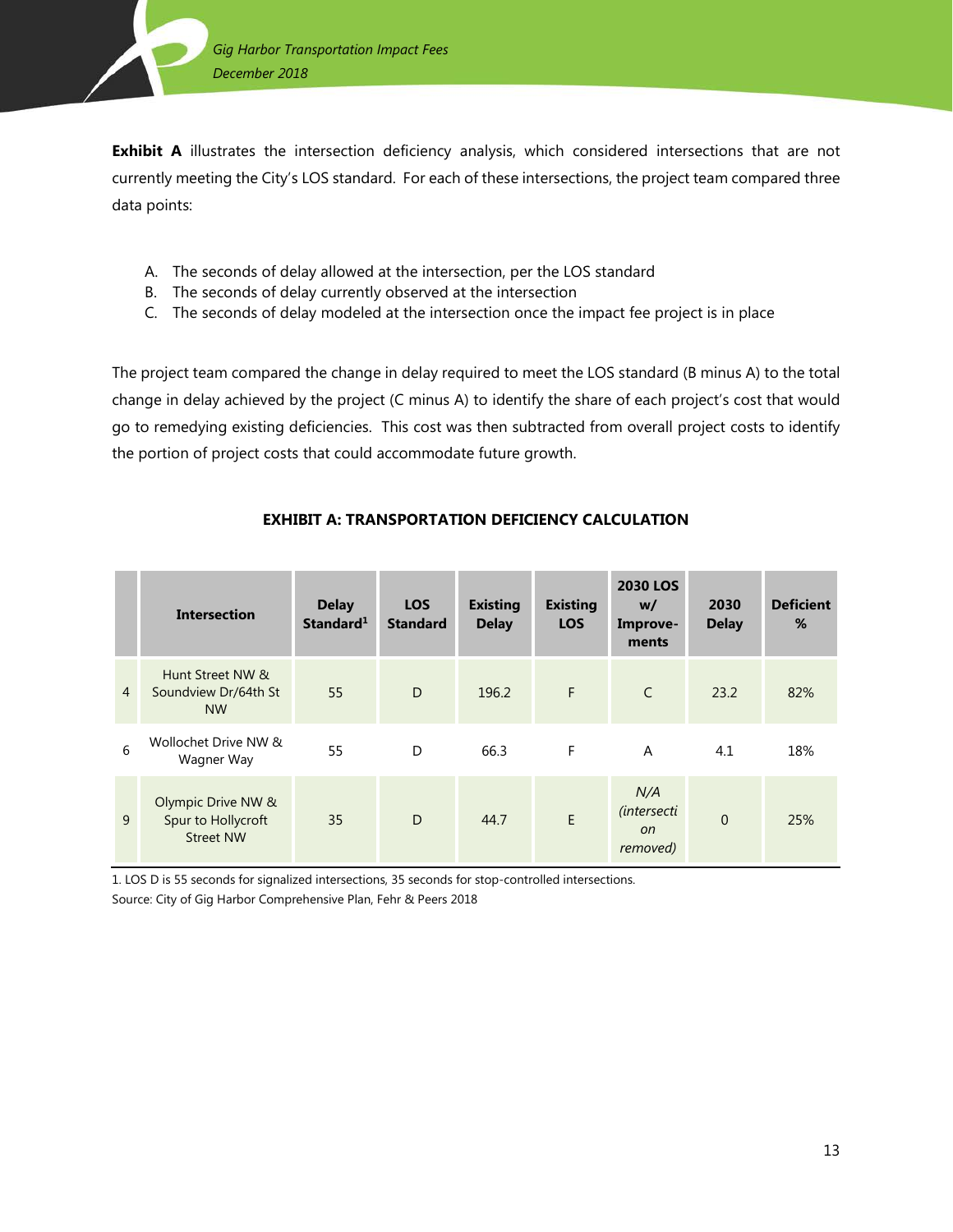**Exhibit A** illustrates the intersection deficiency analysis, which considered intersections that are not currently meeting the City's LOS standard. For each of these intersections, the project team compared three data points:

A. The seconds of delay allowed at the intersection, per the LOS standard
B. The seconds of delay currently observed at the intersection
C. The seconds of delay modeled at the intersection once the impact fee project is in place

The project team compared the change in delay required to meet the LOS standard (B minus A) to the total change in delay achieved by the project (C minus A) to identify the share of each project's cost that would go to remedying existing deficiencies. This cost was then subtracted from overall project costs to identify the portion of project costs that could accommodate future growth.

**EXHIBIT A: TRANSPORTATION DEFICIENCY CALCULATION**

| | Intersection | Delay Standard[1] | LOS Standard | Existing Delay | Existing LOS | 2030 LOS w/ Improvements | 2030 Delay | Deficient % |
|---|---|---|---|---|---|---|---|---|
| 4 | Hunt Street NW & Soundview Dr/64th St NW | 55 | D | 196.2 | F | C | 23.2 | 82% |
| 6 | Wollochet Drive NW & Wagner Way | 55 | D | 66.3 | F | A | 4.1 | 18% |
| 9 | Olympic Drive NW & Spur to Hollycroft Street NW | 35 | D | 44.7 | E | *N/A (intersection removed)* | 0 | 25% |

1. LOS D is 55 seconds for signalized intersections, 35 seconds for stop-controlled intersections.

Source: City of Gig Harbor Comprehensive Plan, Fehr & Peers 2018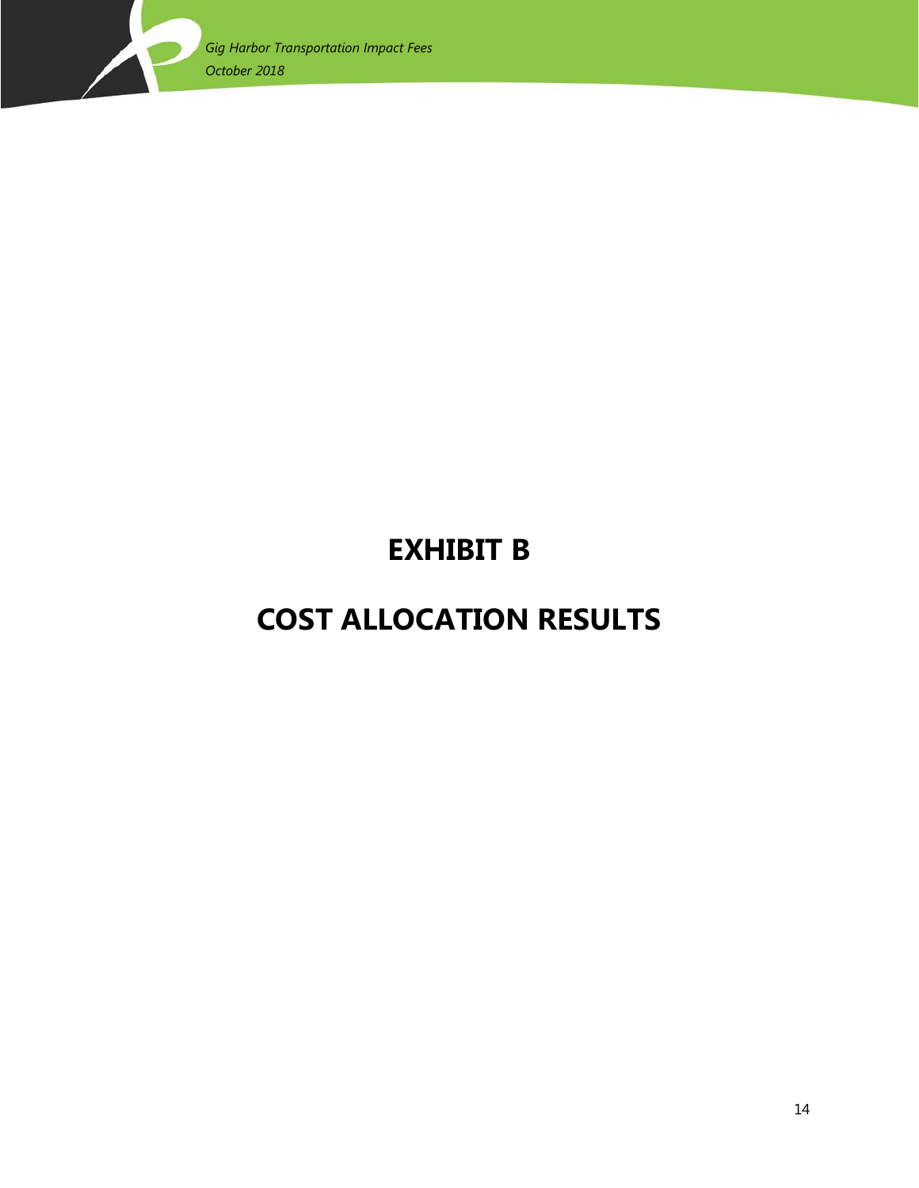# EXHIBIT B

# COST ALLOCATION RESULTS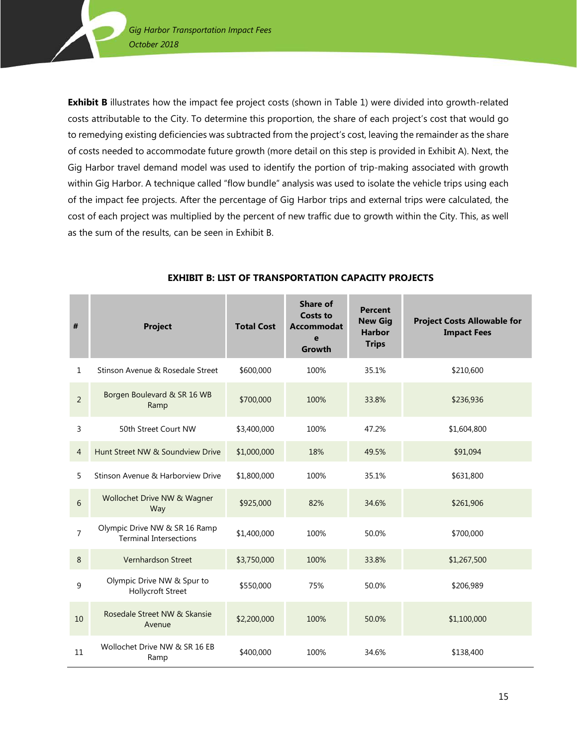**Exhibit B** illustrates how the impact fee project costs (shown in Table 1) were divided into growth-related costs attributable to the City. To determine this proportion, the share of each project's cost that would go to remedying existing deficiencies was subtracted from the project's cost, leaving the remainder as the share of costs needed to accommodate future growth (more detail on this step is provided in Exhibit A). Next, the Gig Harbor travel demand model was used to identify the portion of trip-making associated with growth within Gig Harbor. A technique called "flow bundle" analysis was used to isolate the vehicle trips using each of the impact fee projects. After the percentage of Gig Harbor trips and external trips were calculated, the cost of each project was multiplied by the percent of new traffic due to growth within the City. This, as well as the sum of the results, can be seen in Exhibit B.

**EXHIBIT B: LIST OF TRANSPORTATION CAPACITY PROJECTS**

| # | Project | Total Cost | Share of Costs to Accommodate Growth | Percent New Gig Harbor Trips | Project Costs Allowable for Impact Fees |
|---|---|---|---|---|---|
| 1 | Stinson Avenue & Rosedale Street | $600,000 | 100% | 35.1% | $210,600 |
| 2 | Borgen Boulevard & SR 16 WB Ramp | $700,000 | 100% | 33.8% | $236,936 |
| 3 | 50th Street Court NW | $3,400,000 | 100% | 47.2% | $1,604,800 |
| 4 | Hunt Street NW & Soundview Drive | $1,000,000 | 18% | 49.5% | $91,094 |
| 5 | Stinson Avenue & Harborview Drive | $1,800,000 | 100% | 35.1% | $631,800 |
| 6 | Wollochet Drive NW & Wagner Way | $925,000 | 82% | 34.6% | $261,906 |
| 7 | Olympic Drive NW & SR 16 Ramp Terminal Intersections | $1,400,000 | 100% | 50.0% | $700,000 |
| 8 | Vernhardson Street | $3,750,000 | 100% | 33.8% | $1,267,500 |
| 9 | Olympic Drive NW & Spur to Hollycroft Street | $550,000 | 75% | 50.0% | $206,989 |
| 10 | Rosedale Street NW & Skansie Avenue | $2,200,000 | 100% | 50.0% | $1,100,000 |
| 11 | Wollochet Drive NW & SR 16 EB Ramp | $400,000 | 100% | 34.6% | $138,400 |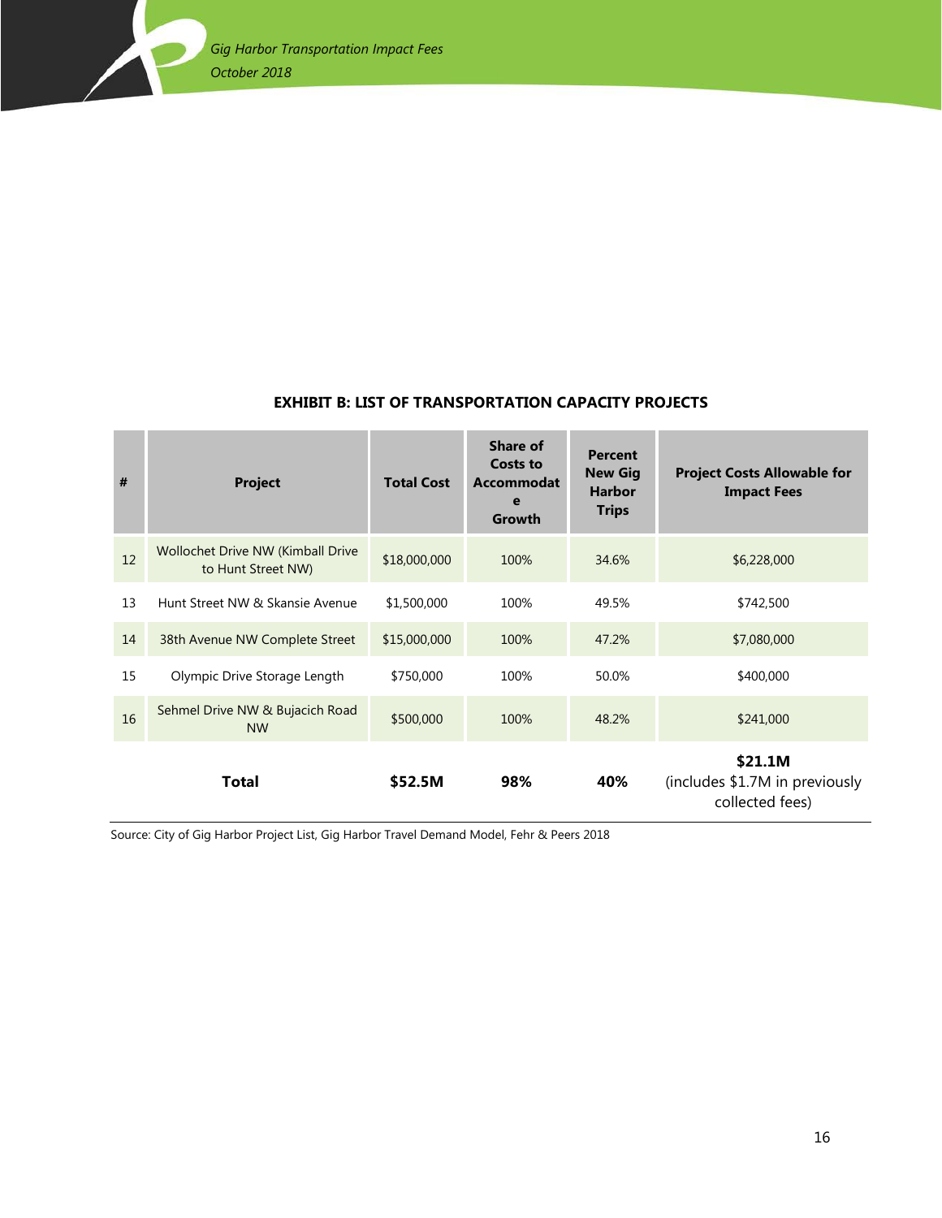**EXHIBIT B: LIST OF TRANSPORTATION CAPACITY PROJECTS**

| # | Project | Total Cost | Share of Costs to Accommodate Growth | Percent New Gig Harbor Trips | Project Costs Allowable for Impact Fees |
|---|---|---|---|---|---|
| 12 | Wollochet Drive NW (Kimball Drive to Hunt Street NW) | $18,000,000 | 100% | 34.6% | $6,228,000 |
| 13 | Hunt Street NW & Skansie Avenue | $1,500,000 | 100% | 49.5% | $742,500 |
| 14 | 38th Avenue NW Complete Street | $15,000,000 | 100% | 47.2% | $7,080,000 |
| 15 | Olympic Drive Storage Length | $750,000 | 100% | 50.0% | $400,000 |
| 16 | Sehmel Drive NW & Bujacich Road NW | $500,000 | 100% | 48.2% | $241,000 |
| | **Total** | **$52.5M** | **98%** | **40%** | **$21.1M** (includes $1.7M in previously collected fees) |

Source: City of Gig Harbor Project List, Gig Harbor Travel Demand Model, Fehr & Peers 2018